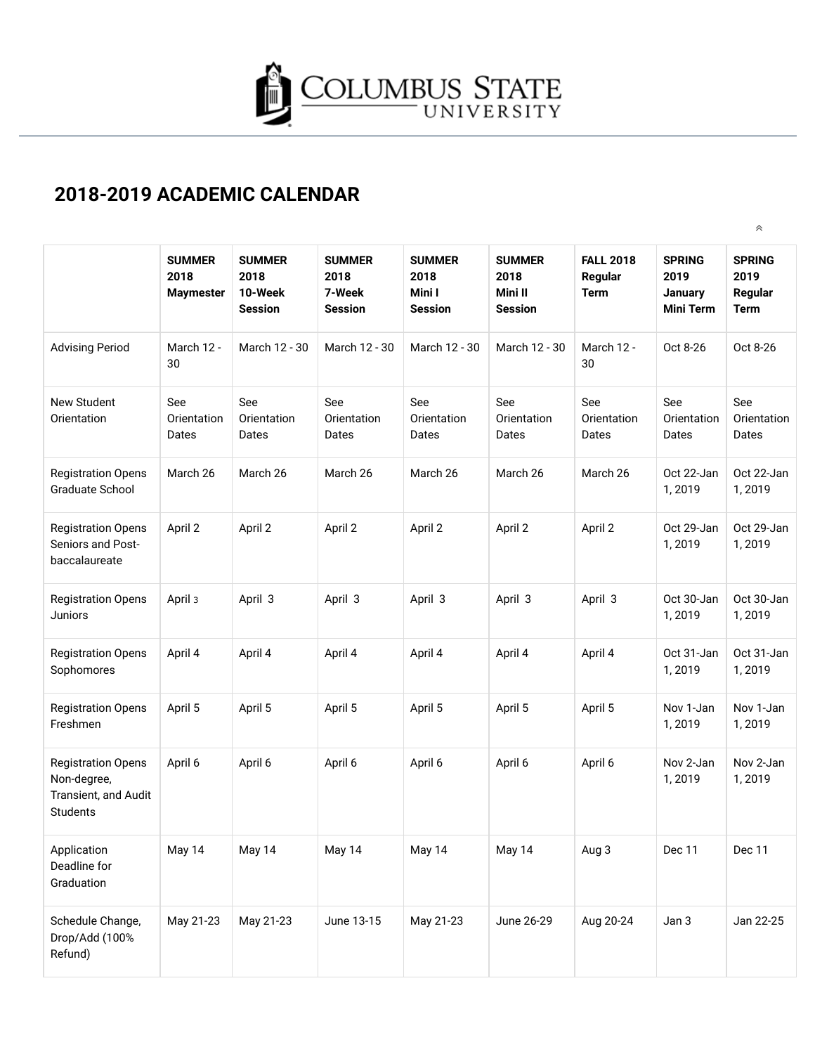# COLUMBUS STATE UNIVERSITY

## 2018-2019 ACADEMIC CALENDAR

| | SUMMER 2018 Maymester | SUMMER 2018 10-Week Session | SUMMER 2018 7-Week Session | SUMMER 2018 Mini I Session | SUMMER 2018 Mini II Session | FALL 2018 Regular Term | SPRING 2019 January Mini Term | SPRING 2019 Regular Term |
|---|---|---|---|---|---|---|---|---|
| Advising Period | March 12 - 30 | March 12 - 30 | March 12 - 30 | March 12 - 30 | March 12 - 30 | March 12 - 30 | Oct 8-26 | Oct 8-26 |
| New Student Orientation | See Orientation Dates | See Orientation Dates | See Orientation Dates | See Orientation Dates | See Orientation Dates | See Orientation Dates | See Orientation Dates | See Orientation Dates |
| Registration Opens Graduate School | March 26 | March 26 | March 26 | March 26 | March 26 | March 26 | Oct 22-Jan 1, 2019 | Oct 22-Jan 1, 2019 |
| Registration Opens Seniors and Post-baccalaureate | April 2 | April 2 | April 2 | April 2 | April 2 | April 2 | Oct 29-Jan 1, 2019 | Oct 29-Jan 1, 2019 |
| Registration Opens Juniors | April 3 | April 3 | April 3 | April 3 | April 3 | April 3 | Oct 30-Jan 1, 2019 | Oct 30-Jan 1, 2019 |
| Registration Opens Sophomores | April 4 | April 4 | April 4 | April 4 | April 4 | April 4 | Oct 31-Jan 1, 2019 | Oct 31-Jan 1, 2019 |
| Registration Opens Freshmen | April 5 | April 5 | April 5 | April 5 | April 5 | April 5 | Nov 1-Jan 1, 2019 | Nov 1-Jan 1, 2019 |
| Registration Opens Non-degree, Transient, and Audit Students | April 6 | April 6 | April 6 | April 6 | April 6 | April 6 | Nov 2-Jan 1, 2019 | Nov 2-Jan 1, 2019 |
| Application Deadline for Graduation | May 14 | May 14 | May 14 | May 14 | May 14 | Aug 3 | Dec 11 | Dec 11 |
| Schedule Change, Drop/Add (100% Refund) | May 21-23 | May 21-23 | June 13-15 | May 21-23 | June 26-29 | Aug 20-24 | Jan 3 | Jan 22-25 |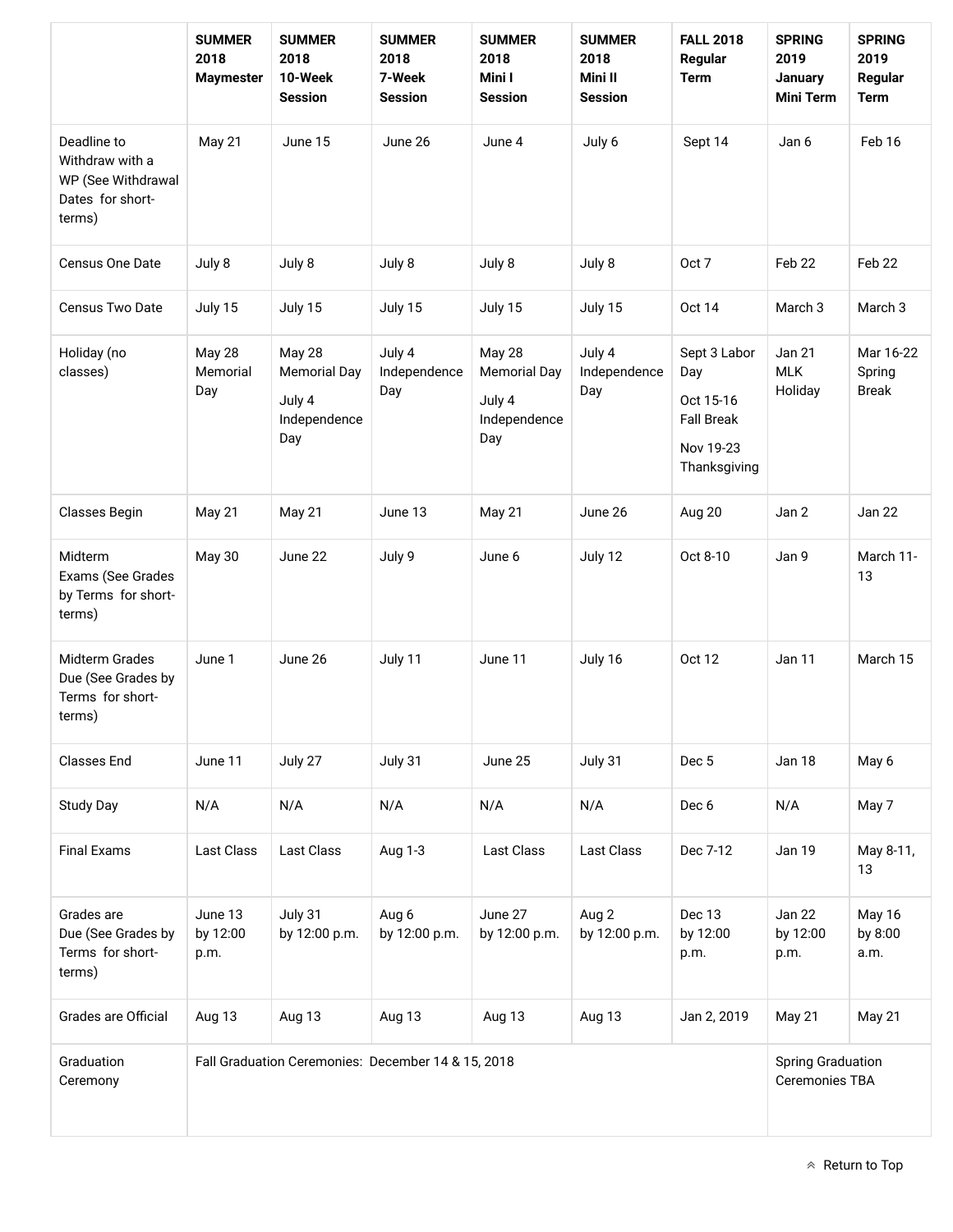| | SUMMER 2018 Maymester | SUMMER 2018 10-Week Session | SUMMER 2018 7-Week Session | SUMMER 2018 Mini I Session | SUMMER 2018 Mini II Session | FALL 2018 Regular Term | SPRING 2019 January Mini Term | SPRING 2019 Regular Term |
|---|---|---|---|---|---|---|---|---|
| Deadline to Withdraw with a WP (See Withdrawal Dates for short-terms) | May 21 | June 15 | June 26 | June 4 | July 6 | Sept 14 | Jan 6 | Feb 16 |
| Census One Date | July 8 | July 8 | July 8 | July 8 | July 8 | Oct 7 | Feb 22 | Feb 22 |
| Census Two Date | July 15 | July 15 | July 15 | July 15 | July 15 | Oct 14 | March 3 | March 3 |
| Holiday (no classes) | May 28 Memorial Day | May 28 Memorial Day<br>July 4 Independence Day | July 4 Independence Day | May 28 Memorial Day<br>July 4 Independence Day | July 4 Independence Day | Sept 3 Labor Day<br>Oct 15-16 Fall Break<br>Nov 19-23 Thanksgiving | Jan 21 MLK Holiday | Mar 16-22 Spring Break |
| Classes Begin | May 21 | May 21 | June 13 | May 21 | June 26 | Aug 20 | Jan 2 | Jan 22 |
| Midterm Exams (See Grades by Terms for short-terms) | May 30 | June 22 | July 9 | June 6 | July 12 | Oct 8-10 | Jan 9 | March 11-13 |
| Midterm Grades Due (See Grades by Terms for short-terms) | June 1 | June 26 | July 11 | June 11 | July 16 | Oct 12 | Jan 11 | March 15 |
| Classes End | June 11 | July 27 | July 31 | June 25 | July 31 | Dec 5 | Jan 18 | May 6 |
| Study Day | N/A | N/A | N/A | N/A | N/A | Dec 6 | N/A | May 7 |
| Final Exams | Last Class | Last Class | Aug 1-3 | Last Class | Last Class | Dec 7-12 | Jan 19 | May 8-11, 13 |
| Grades are Due (See Grades by Terms for short-terms) | June 13 by 12:00 p.m. | July 31 by 12:00 p.m. | Aug 6 by 12:00 p.m. | June 27 by 12:00 p.m. | Aug 2 by 12:00 p.m. | Dec 13 by 12:00 p.m. | Jan 22 by 12:00 p.m. | May 16 by 8:00 a.m. |
| Grades are Official | Aug 13 | Aug 13 | Aug 13 | Aug 13 | Aug 13 | Jan 2, 2019 | May 21 | May 21 |
| Graduation Ceremony | Fall Graduation Ceremonies: December 14 & 15, 2018 | | | | | | Spring Graduation Ceremonies TBA | |

Return to Top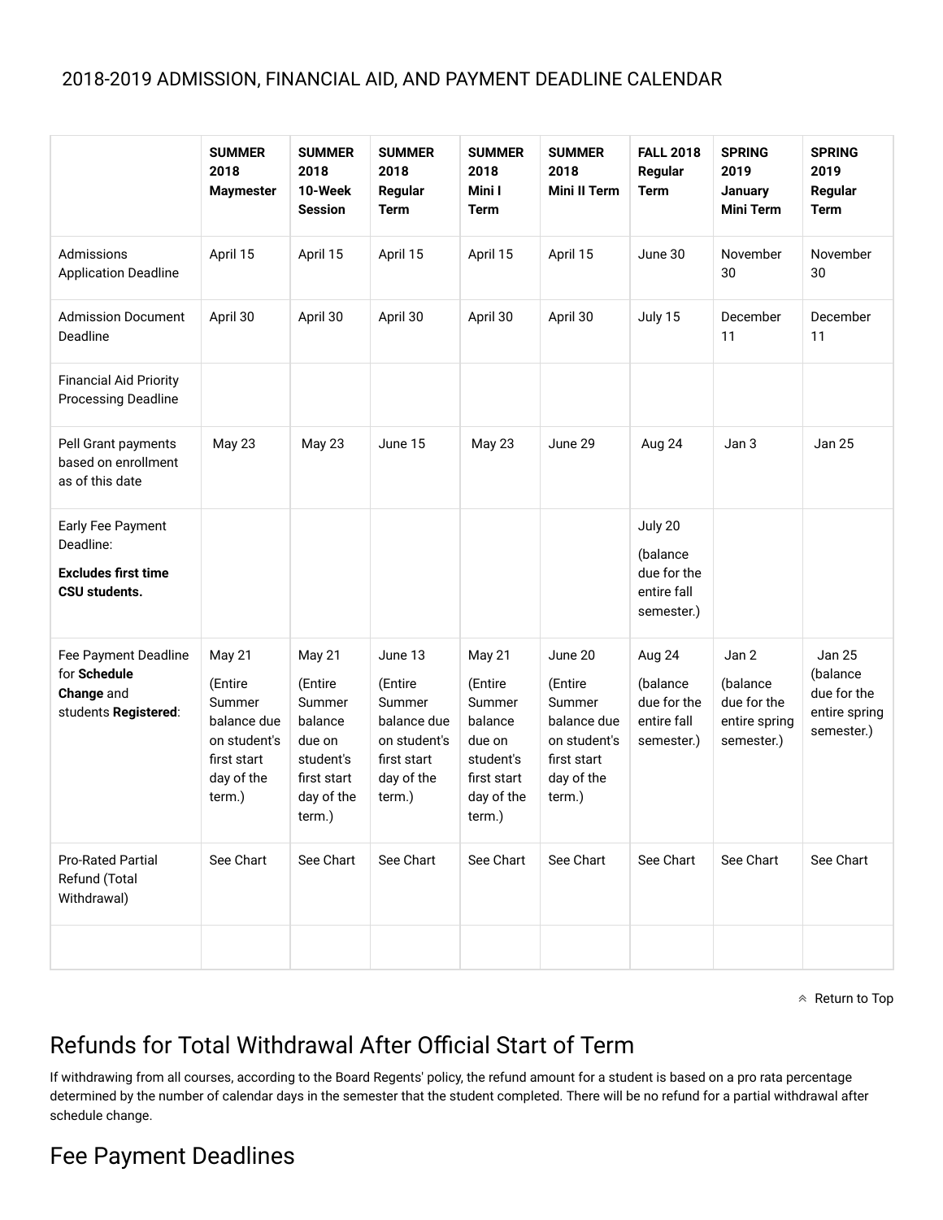2018-2019 ADMISSION, FINANCIAL AID, AND PAYMENT DEADLINE CALENDAR

| | **SUMMER 2018 Maymester** | **SUMMER 2018 10-Week Session** | **SUMMER 2018 Regular Term** | **SUMMER 2018 Mini I Term** | **SUMMER 2018 Mini II Term** | **FALL 2018 Regular Term** | **SPRING 2019 January Mini Term** | **SPRING 2019 Regular Term** |
|---|---|---|---|---|---|---|---|---|
| Admissions Application Deadline | April 15 | April 15 | April 15 | April 15 | April 15 | June 30 | November 30 | November 30 |
| Admission Document Deadline | April 30 | April 30 | April 30 | April 30 | April 30 | July 15 | December 11 | December 11 |
| Financial Aid Priority Processing Deadline | | | | | | | | |
| Pell Grant payments based on enrollment as of this date | May 23 | May 23 | June 15 | May 23 | June 29 | Aug 24 | Jan 3 | Jan 25 |
| Early Fee Payment Deadline: **Excludes first time CSU students.** | | | | | | July 20 (balance due for the entire fall semester.) | | |
| Fee Payment Deadline for **Schedule Change** and students **Registered**: | May 21 (Entire Summer balance due on student's first start day of the term.) | May 21 (Entire Summer balance due on student's first start day of the term.) | June 13 (Entire Summer balance due on student's first start day of the term.) | May 21 (Entire Summer balance due on student's first start day of the term.) | June 20 (Entire Summer balance due on student's first start day of the term.) | Aug 24 (balance due for the entire fall semester.) | Jan 2 (balance due for the entire spring semester.) | Jan 25 (balance due for the entire spring semester.) |
| Pro-Rated Partial Refund (Total Withdrawal) | See Chart | See Chart | See Chart | See Chart | See Chart | See Chart | See Chart | See Chart |
| | | | | | | | | |

Return to Top

## Refunds for Total Withdrawal After Official Start of Term

If withdrawing from all courses, according to the Board Regents' policy, the refund amount for a student is based on a pro rata percentage determined by the number of calendar days in the semester that the student completed. There will be no refund for a partial withdrawal after schedule change.

## Fee Payment Deadlines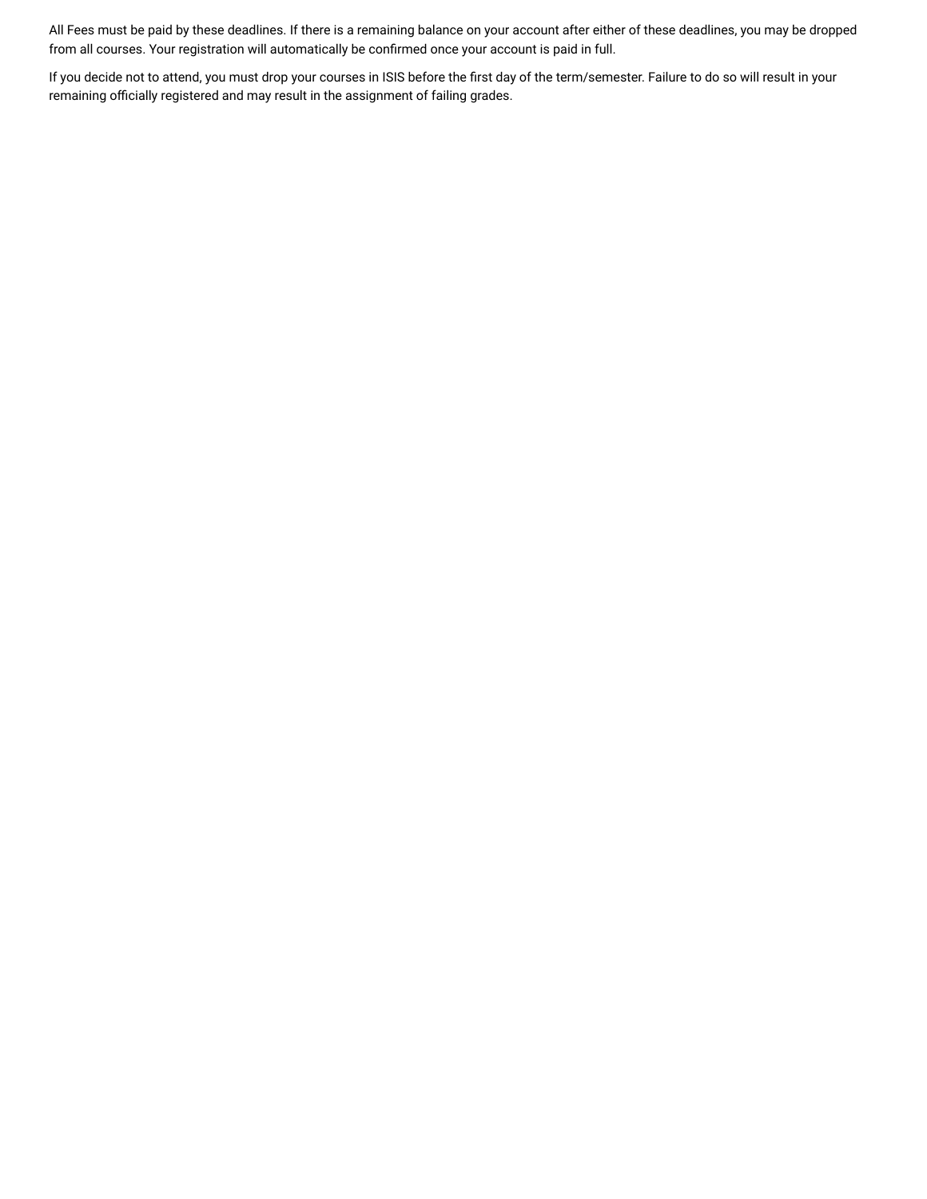All Fees must be paid by these deadlines. If there is a remaining balance on your account after either of these deadlines, you may be dropped from all courses. Your registration will automatically be confirmed once your account is paid in full.

If you decide not to attend, you must drop your courses in ISIS before the first day of the term/semester. Failure to do so will result in your remaining officially registered and may result in the assignment of failing grades.